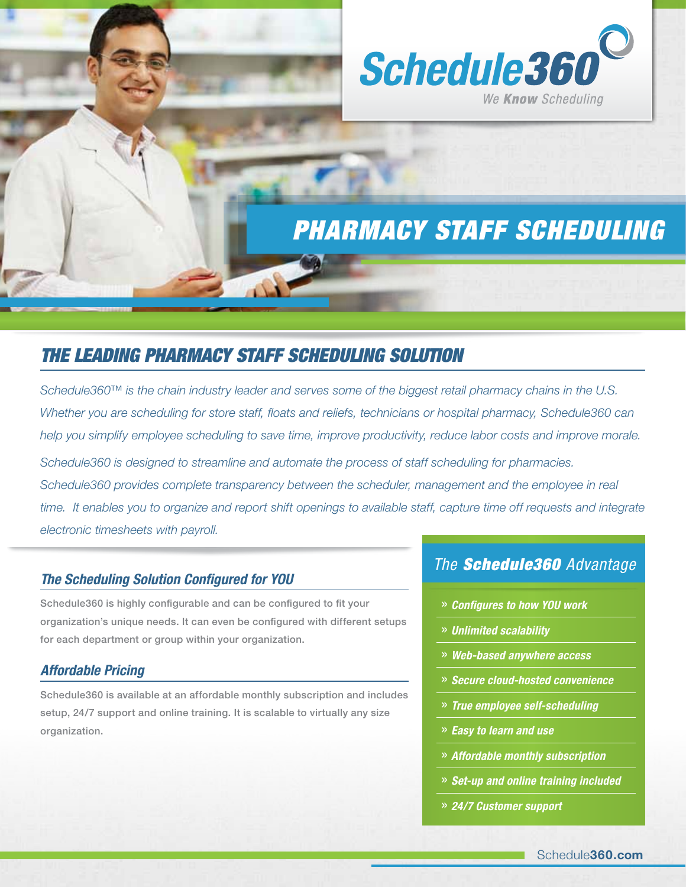# Schedule360

*We **Know** Scheduling*

# PHARMACY STAFF SCHEDULING

## THE LEADING PHARMACY STAFF SCHEDULING SOLUTION

*Schedule360™ is the chain industry leader and serves some of the biggest retail pharmacy chains in the U.S. Whether you are scheduling for store staff, floats and reliefs, technicians or hospital pharmacy, Schedule360 can help you simplify employee scheduling to save time, improve productivity, reduce labor costs and improve morale.*

*Schedule360 is designed to streamline and automate the process of staff scheduling for pharmacies. Schedule360 provides complete transparency between the scheduler, management and the employee in real time. It enables you to organize and report shift openings to available staff, capture time off requests and integrate electronic timesheets with payroll.*

### *The Scheduling Solution Configured for YOU*

Schedule360 is highly configurable and can be configured to fit your organization's unique needs. It can even be configured with different setups for each department or group within your organization.

### *Affordable Pricing*

Schedule360 is available at an affordable monthly subscription and includes setup, 24/7 support and online training. It is scalable to virtually any size organization.

### *The **Schedule360** Advantage*

- » ***Configures to how YOU work***
- » ***Unlimited scalability***
- » ***Web-based anywhere access***
- » ***Secure cloud-hosted convenience***
- » ***True employee self-scheduling***
- » ***Easy to learn and use***
- » ***Affordable monthly subscription***
- » ***Set-up and online training included***
- » ***24/7 Customer support***

Schedule**360.com**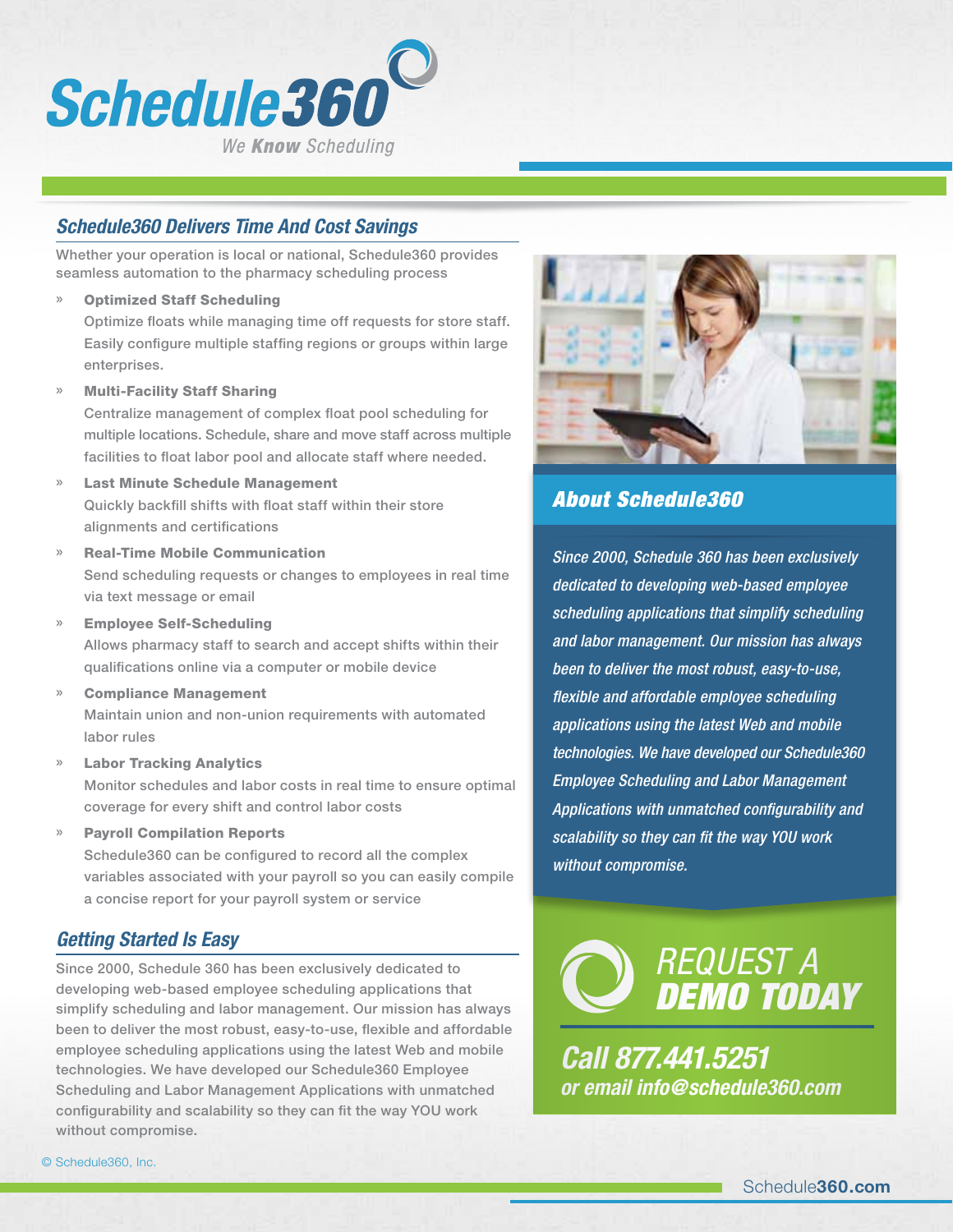# Schedule360

*We **Know** Scheduling*

## *Schedule360 Delivers Time And Cost Savings*

Whether your operation is local or national, Schedule360 provides seamless automation to the pharmacy scheduling process

- **Optimized Staff Scheduling**
  Optimize floats while managing time off requests for store staff. Easily configure multiple staffing regions or groups within large enterprises.
- **Multi-Facility Staff Sharing**
  Centralize management of complex float pool scheduling for multiple locations. Schedule, share and move staff across multiple facilities to float labor pool and allocate staff where needed.
- **Last Minute Schedule Management**
  Quickly backfill shifts with float staff within their store alignments and certifications
- **Real-Time Mobile Communication**
  Send scheduling requests or changes to employees in real time via text message or email
- **Employee Self-Scheduling**
  Allows pharmacy staff to search and accept shifts within their qualifications online via a computer or mobile device
- **Compliance Management**
  Maintain union and non-union requirements with automated labor rules
- **Labor Tracking Analytics**
  Monitor schedules and labor costs in real time to ensure optimal coverage for every shift and control labor costs
- **Payroll Compilation Reports**
  Schedule360 can be configured to record all the complex variables associated with your payroll so you can easily compile a concise report for your payroll system or service

## *Getting Started Is Easy*

Since 2000, Schedule 360 has been exclusively dedicated to developing web-based employee scheduling applications that simplify scheduling and labor management. Our mission has always been to deliver the most robust, easy-to-use, flexible and affordable employee scheduling applications using the latest Web and mobile technologies. We have developed our Schedule360 Employee Scheduling and Labor Management Applications with unmatched configurability and scalability so they can fit the way YOU work without compromise.

## *About Schedule360*

*Since 2000, Schedule 360 has been exclusively dedicated to developing web-based employee scheduling applications that simplify scheduling and labor management. Our mission has always been to deliver the most robust, easy-to-use, flexible and affordable employee scheduling applications using the latest Web and mobile technologies. We have developed our Schedule360 Employee Scheduling and Labor Management Applications with unmatched configurability and scalability so they can fit the way YOU work without compromise.*

## REQUEST A **DEMO TODAY**

**Call 877.441.5251**
**or email info@schedule360.com**

© Schedule360, Inc.

Schedule**360.com**